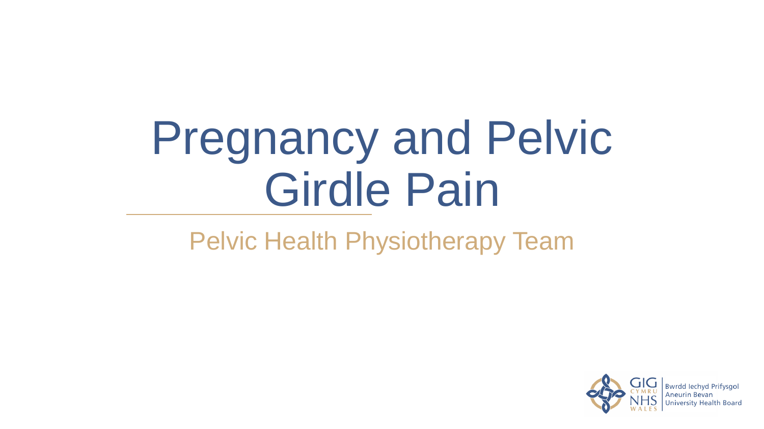# Pregnancy and Pelvic Girdle Pain

Pelvic Health Physiotherapy Team

GIG CYMRU NHS WALES

Bwrdd Iechyd Prifysgol Aneurin Bevan

University Health Board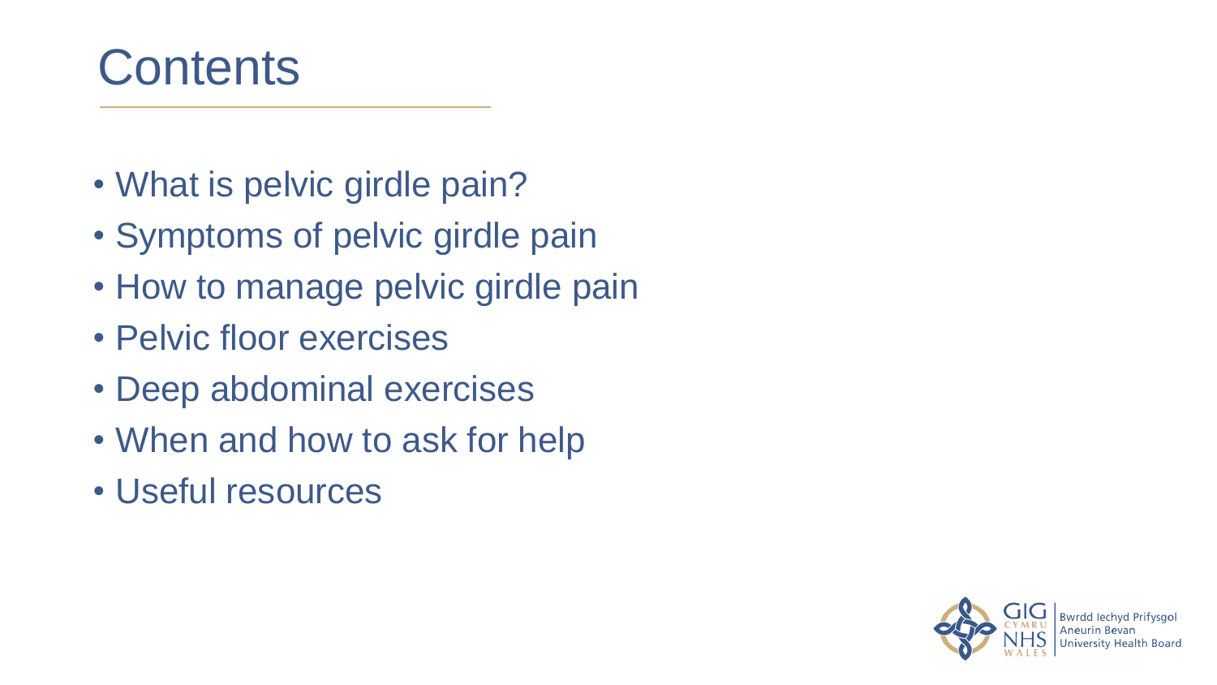# Contents

- What is pelvic girdle pain?
- Symptoms of pelvic girdle pain
- How to manage pelvic girdle pain
- Pelvic floor exercises
- Deep abdominal exercises
- When and how to ask for help
- Useful resources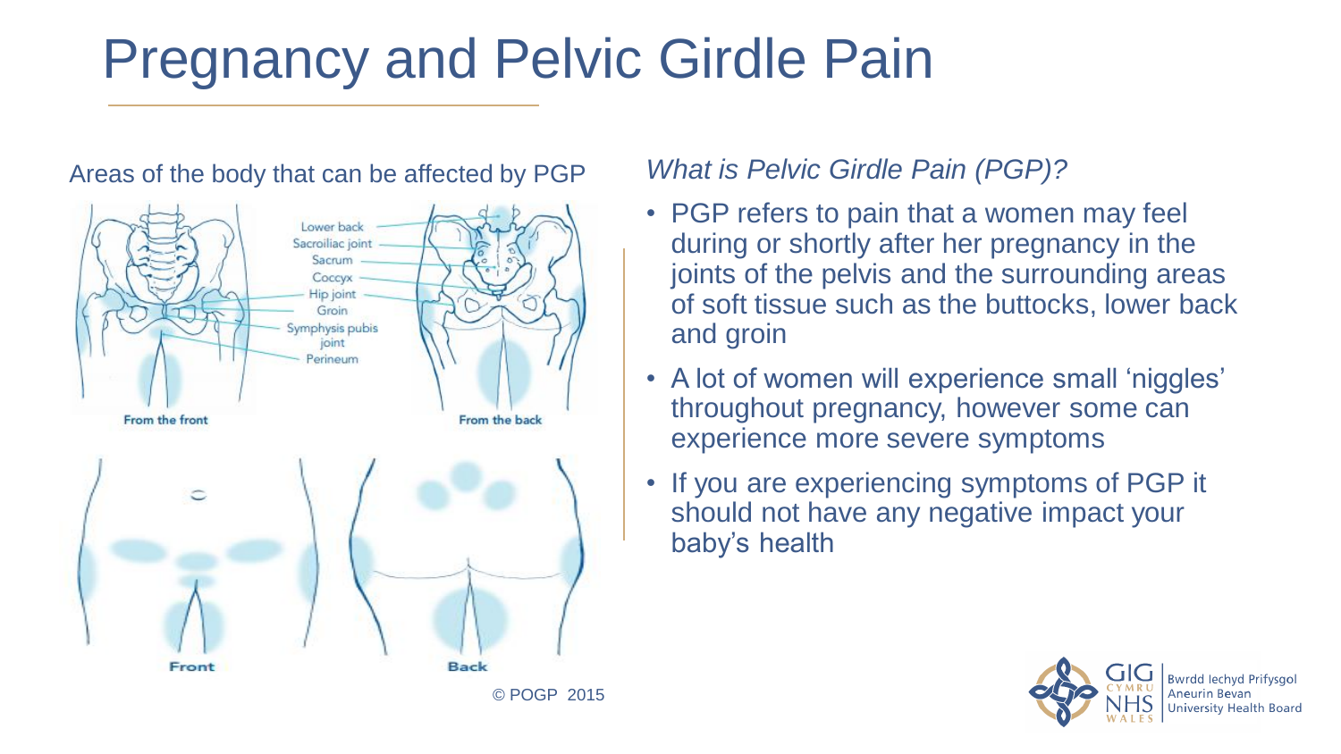# Pregnancy and Pelvic Girdle Pain

Areas of the body that can be affected by PGP

Lower back
Sacroiliac joint
Sacrum
Coccyx
Hip joint
Groin
Symphysis pubis joint
Perineum

From the front
From the back

Front
Back

© POGP 2015

*What is Pelvic Girdle Pain (PGP)?*

- PGP refers to pain that a women may feel during or shortly after her pregnancy in the joints of the pelvis and the surrounding areas of soft tissue such as the buttocks, lower back and groin
- A lot of women will experience small 'niggles' throughout pregnancy, however some can experience more severe symptoms
- If you are experiencing symptoms of PGP it should not have any negative impact your baby's health

GIG CYMRU NHS WALES | Bwrdd Iechyd Prifysgol Aneurin Bevan University Health Board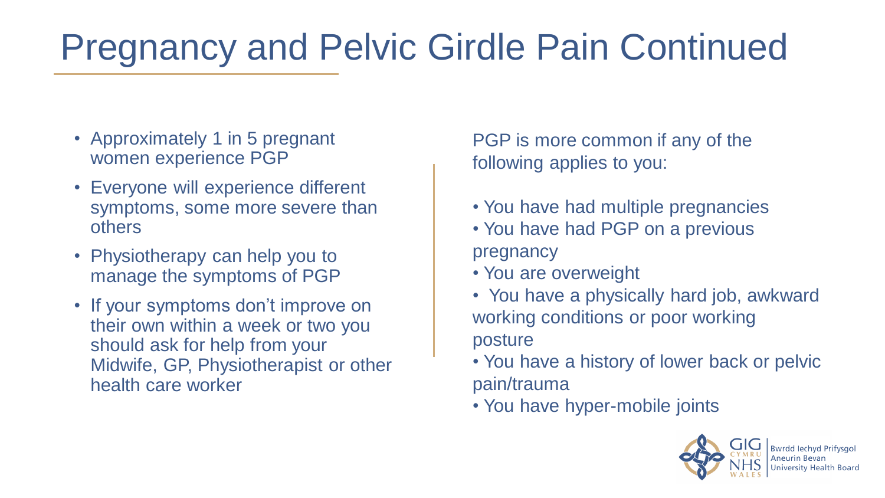# Pregnancy and Pelvic Girdle Pain Continued

- Approximately 1 in 5 pregnant women experience PGP
- Everyone will experience different symptoms, some more severe than others
- Physiotherapy can help you to manage the symptoms of PGP
- If your symptoms don't improve on their own within a week or two you should ask for help from your Midwife, GP, Physiotherapist or other health care worker

PGP is more common if any of the following applies to you:

- You have had multiple pregnancies
- You have had PGP on a previous pregnancy
- You are overweight
- You have a physically hard job, awkward working conditions or poor working posture
- You have a history of lower back or pelvic pain/trauma
- You have hyper-mobile joints

GIG CYMRU NHS WALES | Bwrdd Iechyd Prifysgol Aneurin Bevan University Health Board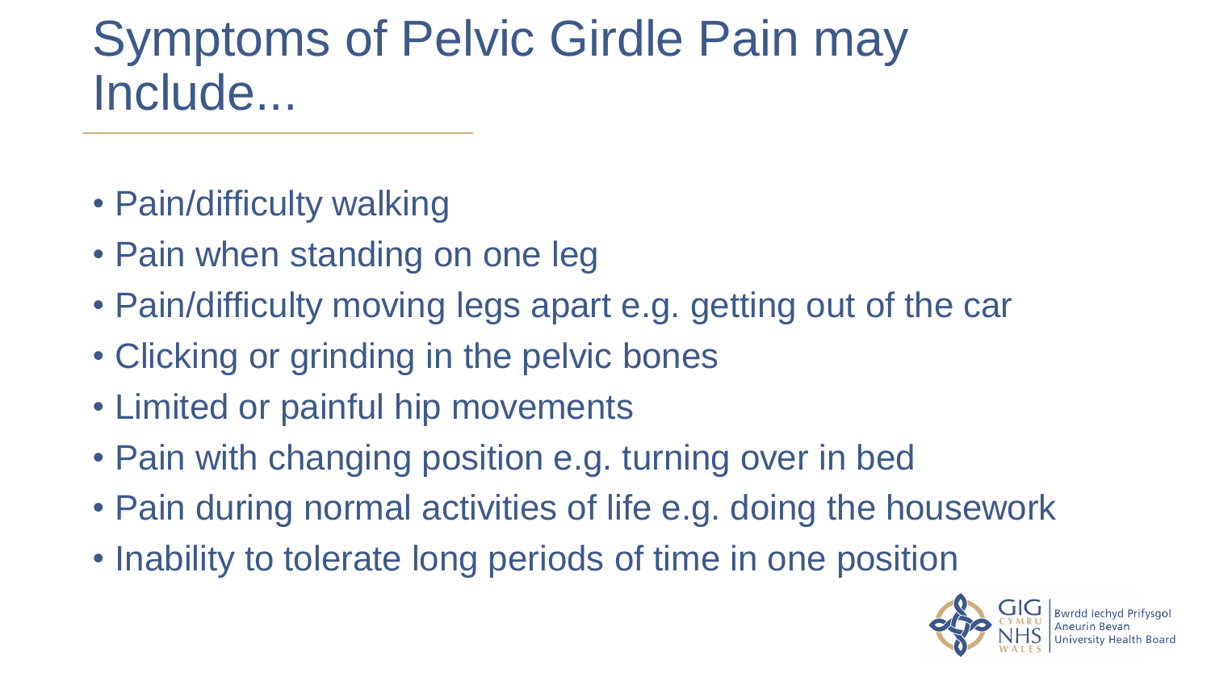# Symptoms of Pelvic Girdle Pain may Include...

- Pain/difficulty walking
- Pain when standing on one leg
- Pain/difficulty moving legs apart e.g. getting out of the car
- Clicking or grinding in the pelvic bones
- Limited or painful hip movements
- Pain with changing position e.g. turning over in bed
- Pain during normal activities of life e.g. doing the housework
- Inability to tolerate long periods of time in one position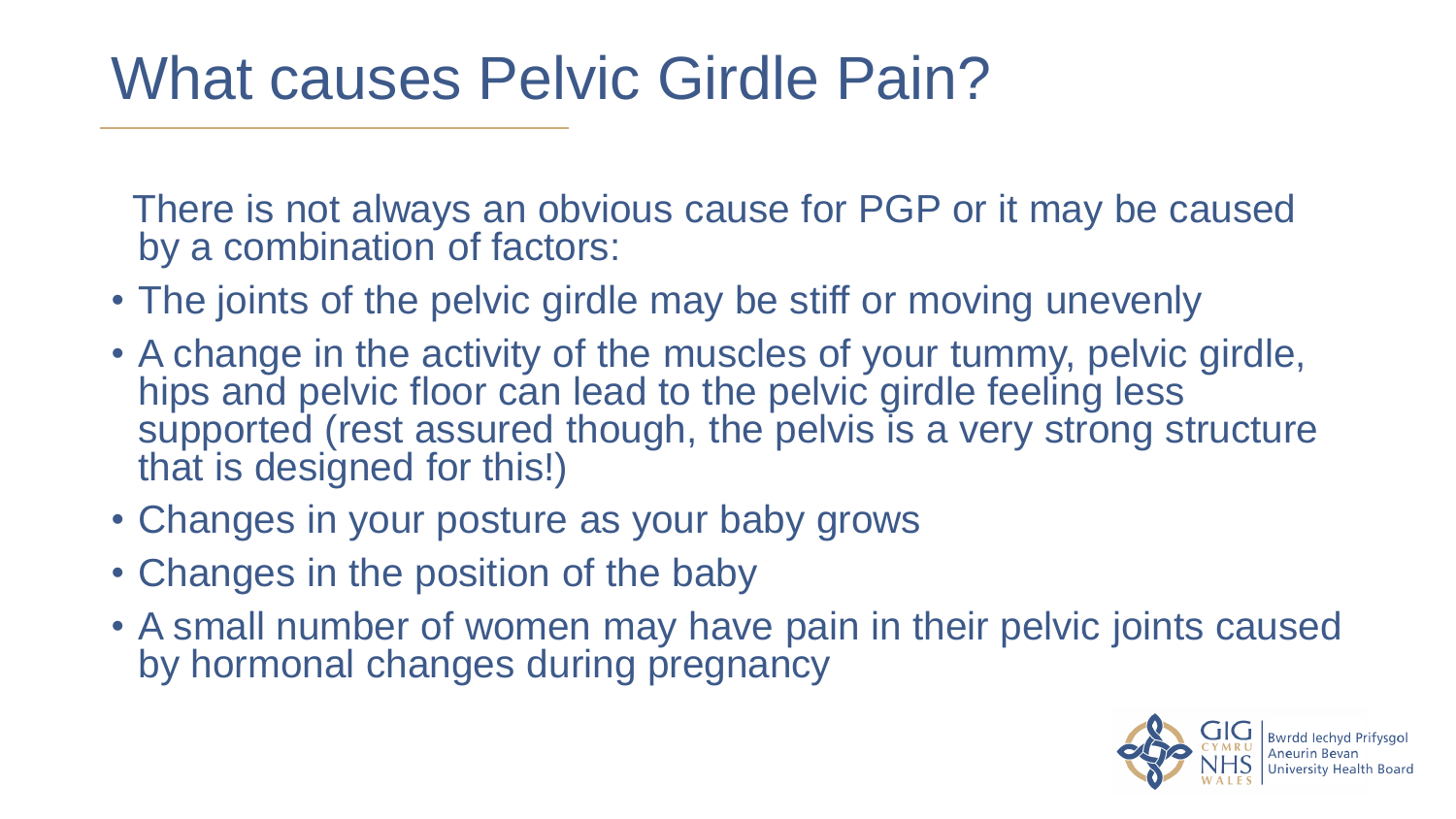# What causes Pelvic Girdle Pain?

There is not always an obvious cause for PGP or it may be caused by a combination of factors:

- The joints of the pelvic girdle may be stiff or moving unevenly
- A change in the activity of the muscles of your tummy, pelvic girdle, hips and pelvic floor can lead to the pelvic girdle feeling less supported (rest assured though, the pelvis is a very strong structure that is designed for this!)
- Changes in your posture as your baby grows
- Changes in the position of the baby
- A small number of women may have pain in their pelvic joints caused by hormonal changes during pregnancy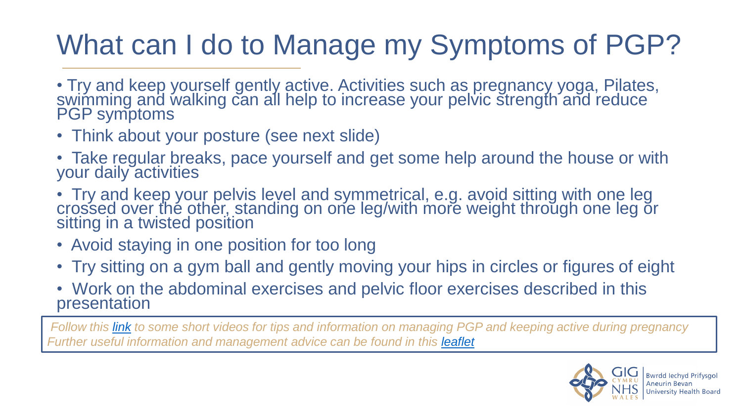# What can I do to Manage my Symptoms of PGP?

- Try and keep yourself gently active. Activities such as pregnancy yoga, Pilates, swimming and walking can all help to increase your pelvic strength and reduce PGP symptoms
- Think about your posture (see next slide)
- Take regular breaks, pace yourself and get some help around the house or with your daily activities
- Try and keep your pelvis level and symmetrical, e.g. avoid sitting with one leg crossed over the other, standing on one leg/with more weight through one leg or sitting in a twisted position
- Avoid staying in one position for too long
- Try sitting on a gym ball and gently moving your hips in circles or figures of eight
- Work on the abdominal exercises and pelvic floor exercises described in this presentation

*Follow this link to some short videos for tips and information on managing PGP and keeping active during pregnancy*
*Further useful information and management advice can be found in this leaflet*

GIG CYMRU NHS WALES | Bwrdd Iechyd Prifysgol Aneurin Bevan University Health Board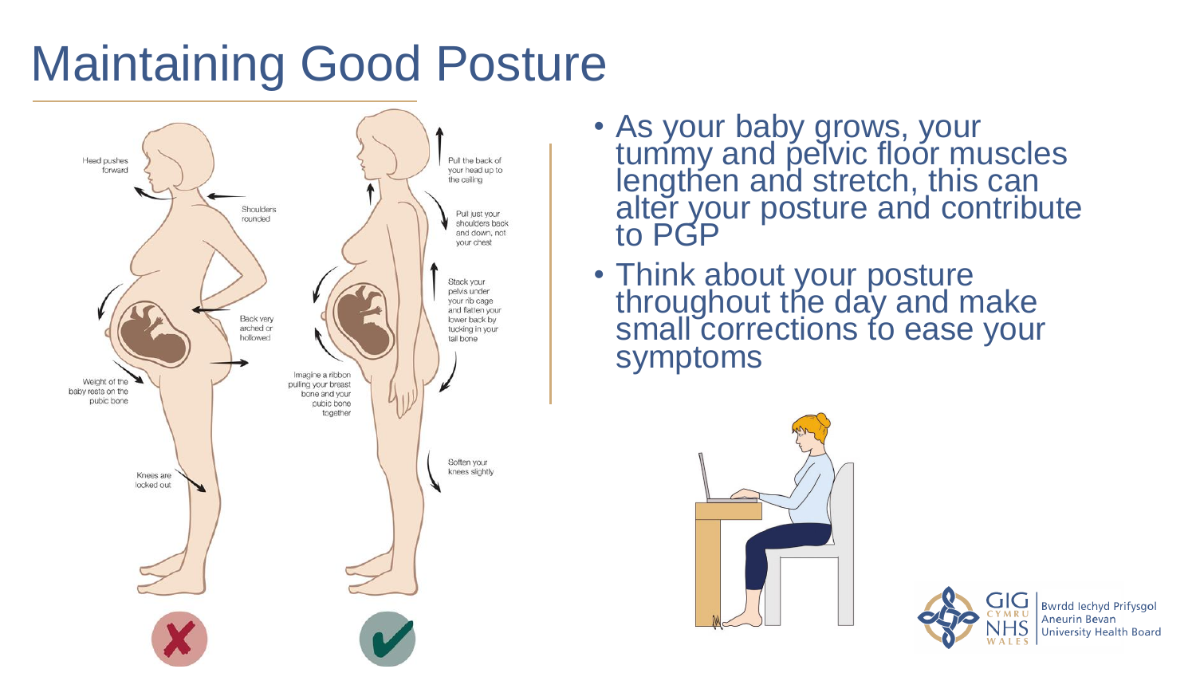# Maintaining Good Posture

Head pushes forward

Shoulders rounded

Back very arched or hollowed

Weight of the baby rests on the pubic bone

Knees are locked out

Pull the back of your head up to the ceiling

Pull just your shoulders back and down, not your chest

Stack your pelvis under your rib cage and flatten your lower back by tucking in your tail bone

Imagine a ribbon pulling your breast bone and your pubic bone together

Soften your knees slightly

- As your baby grows, your tummy and pelvic floor muscles lengthen and stretch, this can alter your posture and contribute to PGP
- Think about your posture throughout the day and make small corrections to ease your symptoms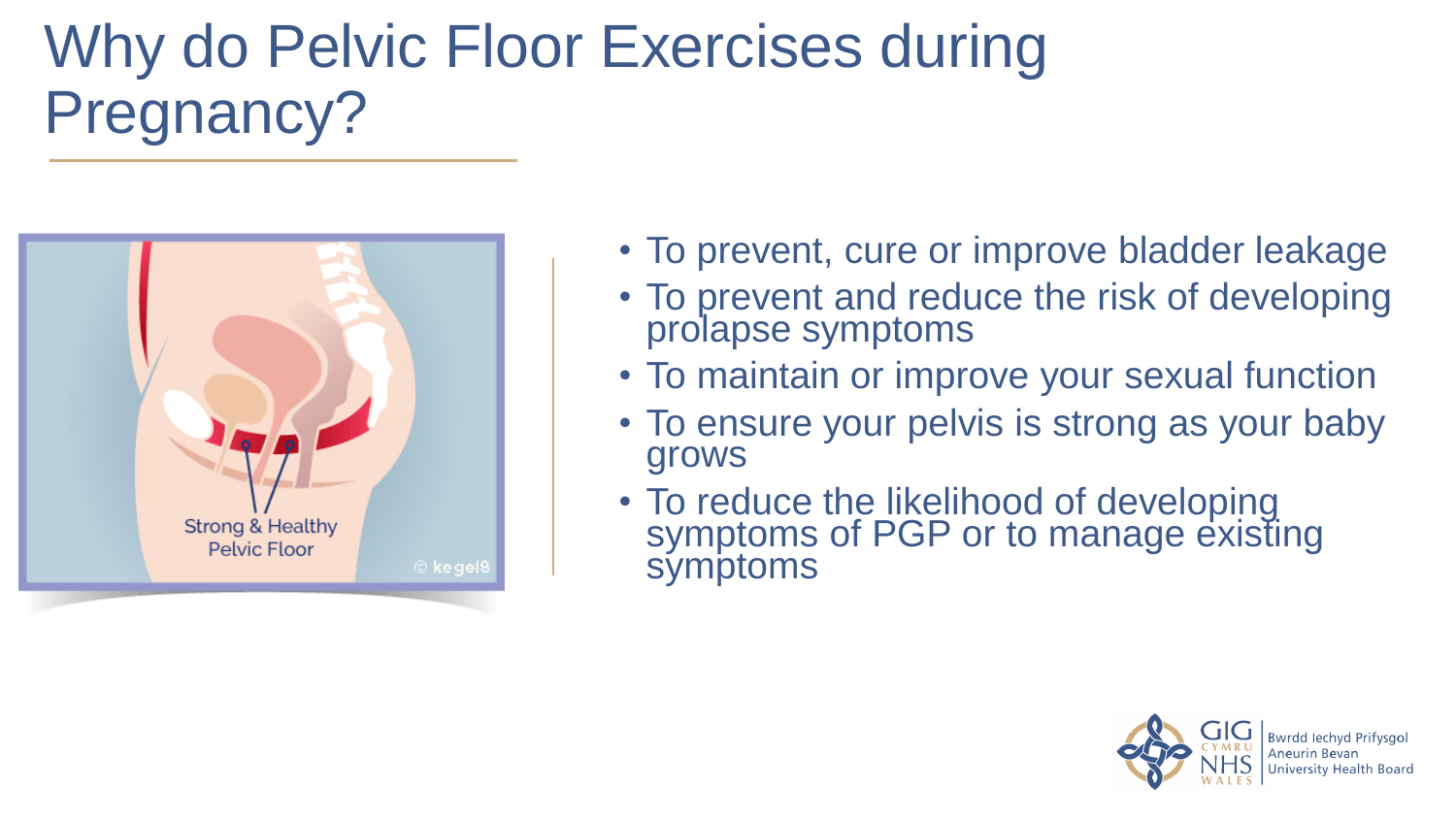# Why do Pelvic Floor Exercises during Pregnancy?

- To prevent, cure or improve bladder leakage
- To prevent and reduce the risk of developing prolapse symptoms
- To maintain or improve your sexual function
- To ensure your pelvis is strong as your baby grows
- To reduce the likelihood of developing symptoms of PGP or to manage existing symptoms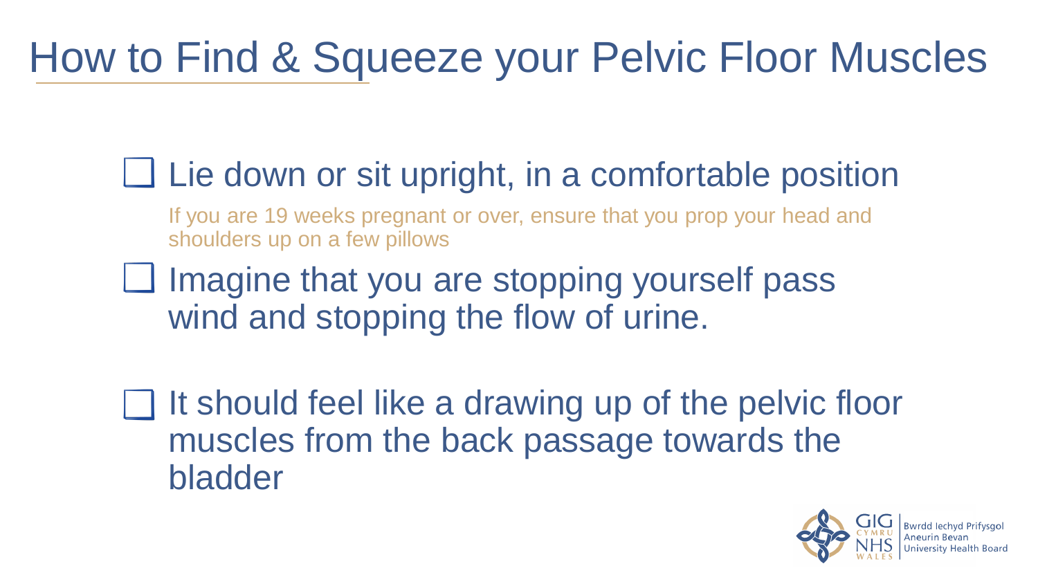# How to Find & Squeeze your Pelvic Floor Muscles

- [ ] Lie down or sit upright, in a comfortable position

  If you are 19 weeks pregnant or over, ensure that you prop your head and shoulders up on a few pillows

- [ ] Imagine that you are stopping yourself pass wind and stopping the flow of urine.

- [ ] It should feel like a drawing up of the pelvic floor muscles from the back passage towards the bladder

GIG CYMRU NHS WALES | Bwrdd Iechyd Prifysgol Aneurin Bevan University Health Board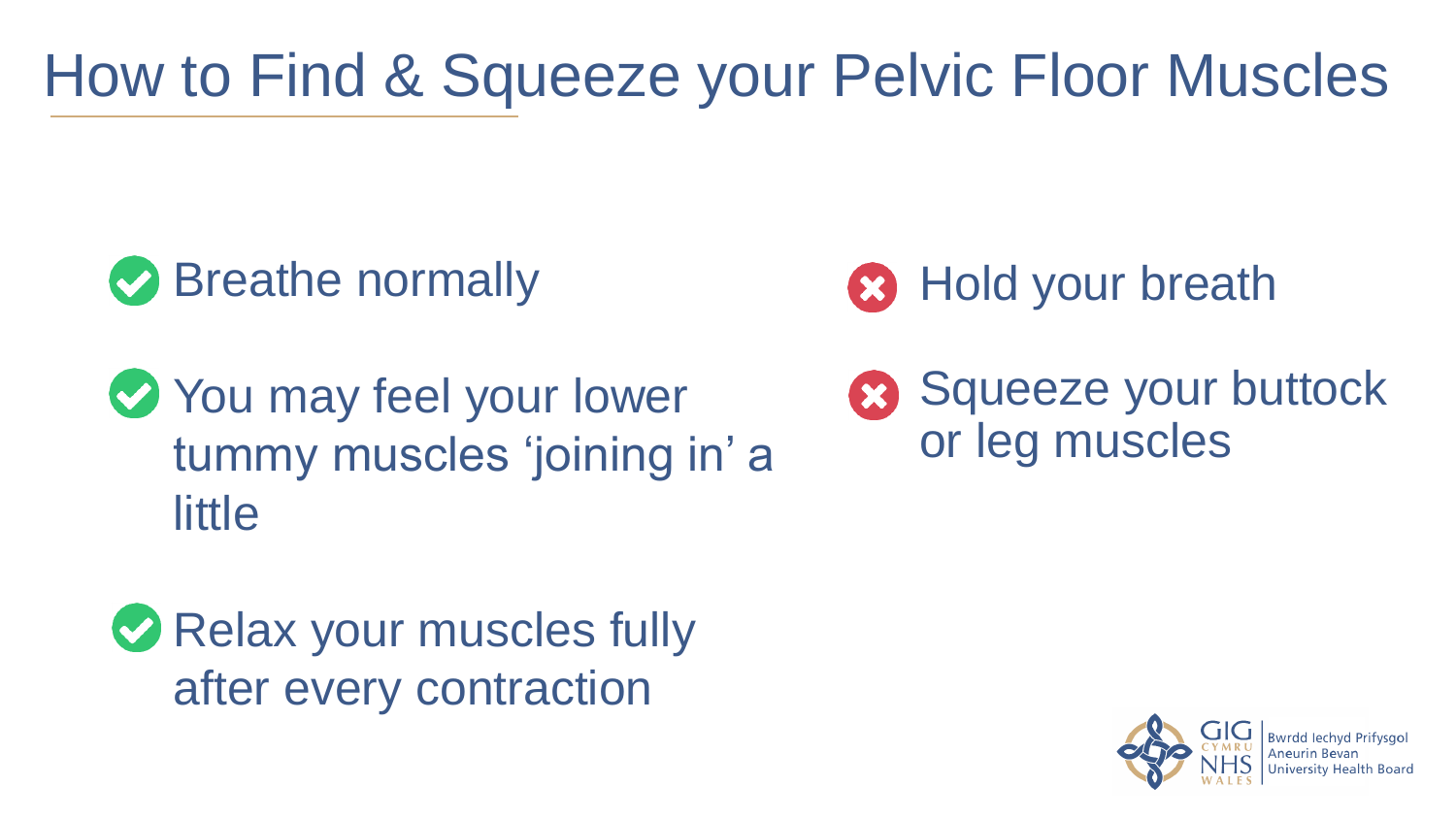# How to Find & Squeeze your Pelvic Floor Muscles

- ✅ Breathe normally
- ✅ You may feel your lower tummy muscles 'joining in' a little
- ✅ Relax your muscles fully after every contraction

- ❌ Hold your breath
- ❌ Squeeze your buttock or leg muscles

GIG CYMRU NHS WALES | Bwrdd Iechyd Prifysgol Aneurin Bevan University Health Board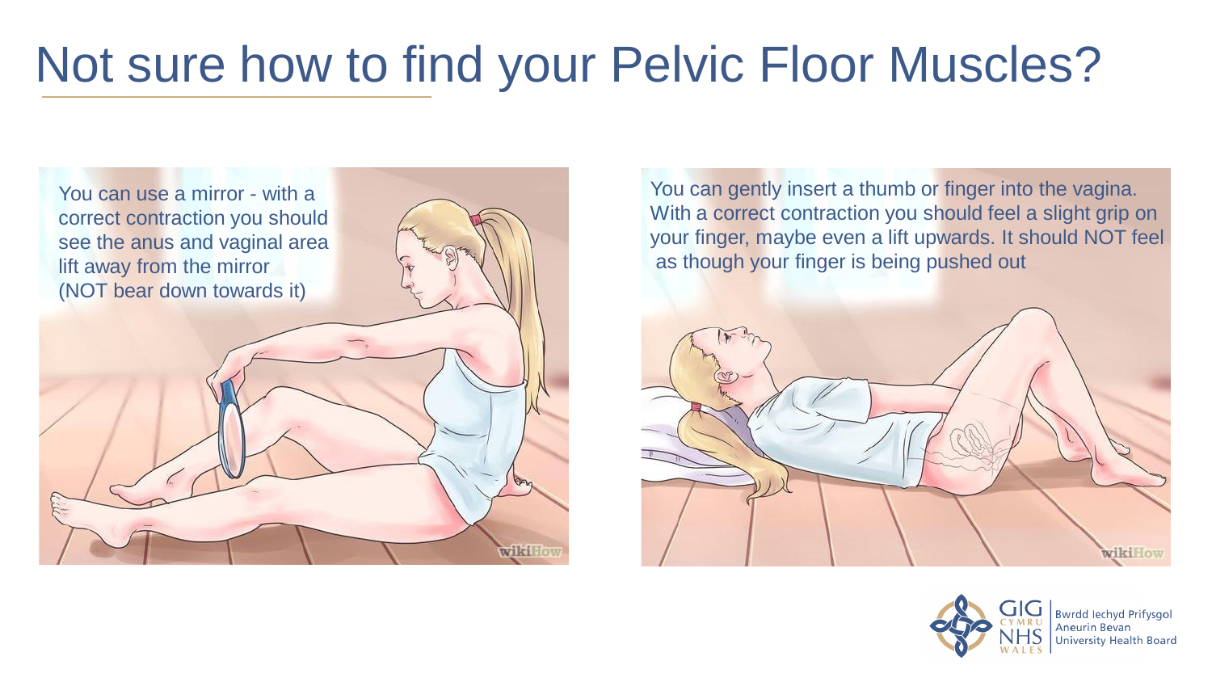# Not sure how to find your Pelvic Floor Muscles?

You can use a mirror - with a correct contraction you should see the anus and vaginal area lift away from the mirror (NOT bear down towards it)

You can gently insert a thumb or finger into the vagina. With a correct contraction you should feel a slight grip on your finger, maybe even a lift upwards. It should NOT feel as though your finger is being pushed out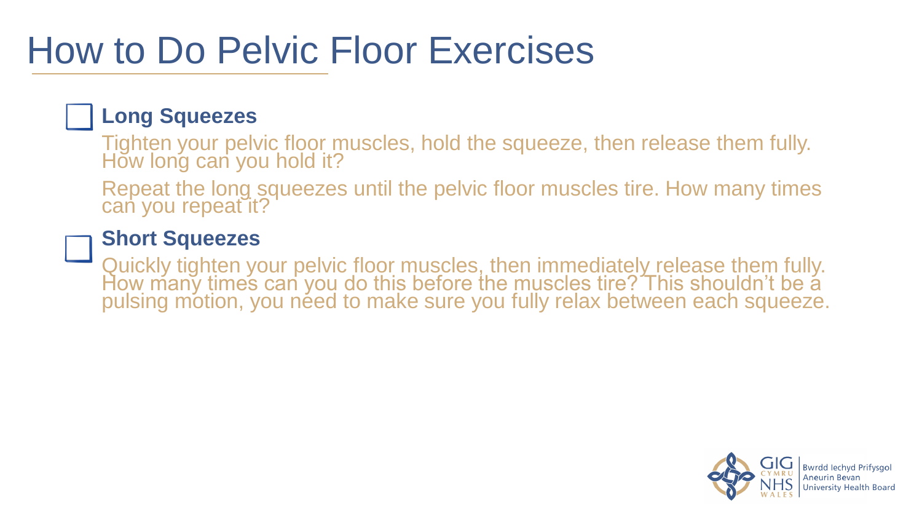# How to Do Pelvic Floor Exercises

- [ ] **Long Squeezes**

  Tighten your pelvic floor muscles, hold the squeeze, then release them fully. How long can you hold it?

  Repeat the long squeezes until the pelvic floor muscles tire. How many times can you repeat it?

- [ ] **Short Squeezes**

  Quickly tighten your pelvic floor muscles, then immediately release them fully. How many times can you do this before the muscles tire? This shouldn't be a pulsing motion, you need to make sure you fully relax between each squeeze.

GIG CYMRU NHS WALES | Bwrdd Iechyd Prifysgol Aneurin Bevan University Health Board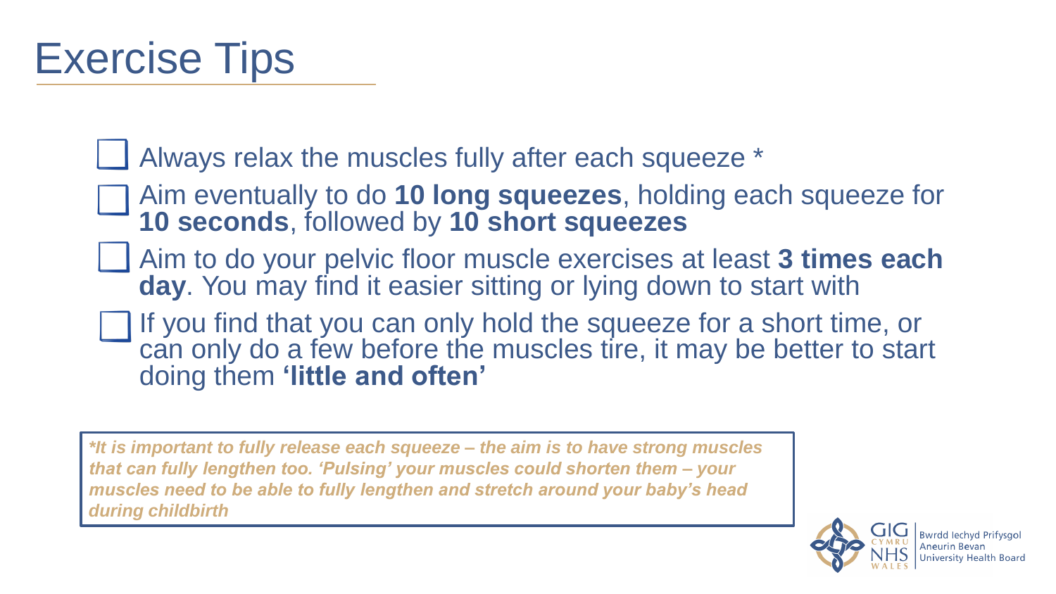# Exercise Tips

- [ ] Always relax the muscles fully after each squeeze *
- [ ] Aim eventually to do **10 long squeezes**, holding each squeeze for **10 seconds**, followed by **10 short squeezes**
- [ ] Aim to do your pelvic floor muscle exercises at least **3 times each day**. You may find it easier sitting or lying down to start with
- [ ] If you find that you can only hold the squeeze for a short time, or can only do a few before the muscles tire, it may be better to start doing them **'little and often'**

***It is important to fully release each squeeze – the aim is to have strong muscles that can fully lengthen too. 'Pulsing' your muscles could shorten them – your muscles need to be able to fully lengthen and stretch around your baby's head during childbirth***

GIG CYMRU NHS WALES | Bwrdd Iechyd Prifysgol Aneurin Bevan University Health Board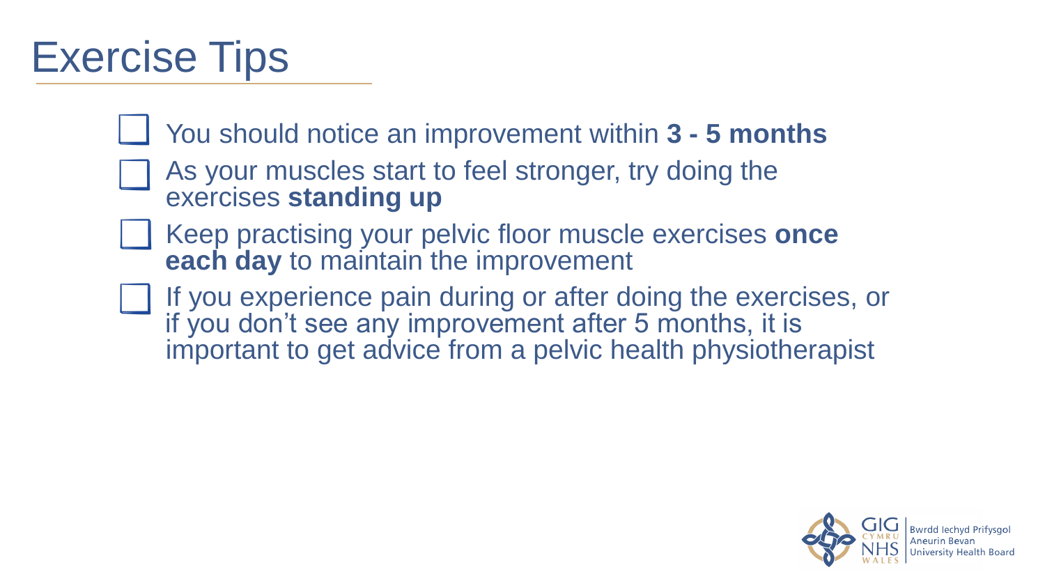# Exercise Tips

- You should notice an improvement within **3 - 5 months**
- As your muscles start to feel stronger, try doing the exercises **standing up**
- Keep practising your pelvic floor muscle exercises **once each day** to maintain the improvement
- If you experience pain during or after doing the exercises, or if you don't see any improvement after 5 months, it is important to get advice from a pelvic health physiotherapist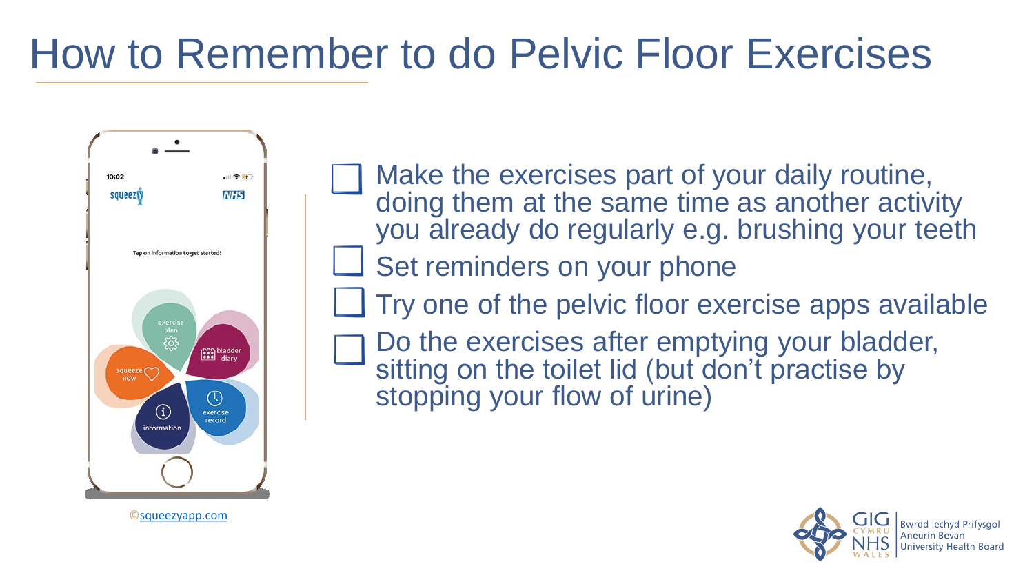# How to Remember to do Pelvic Floor Exercises

©squeezyapp.com

- ☐ Make the exercises part of your daily routine, doing them at the same time as another activity you already do regularly e.g. brushing your teeth
- ☐ Set reminders on your phone
- ☐ Try one of the pelvic floor exercise apps available
- ☐ Do the exercises after emptying your bladder, sitting on the toilet lid (but don't practise by stopping your flow of urine)

GIG CYMRU NHS WALES | Bwrdd Iechyd Prifysgol Aneurin Bevan University Health Board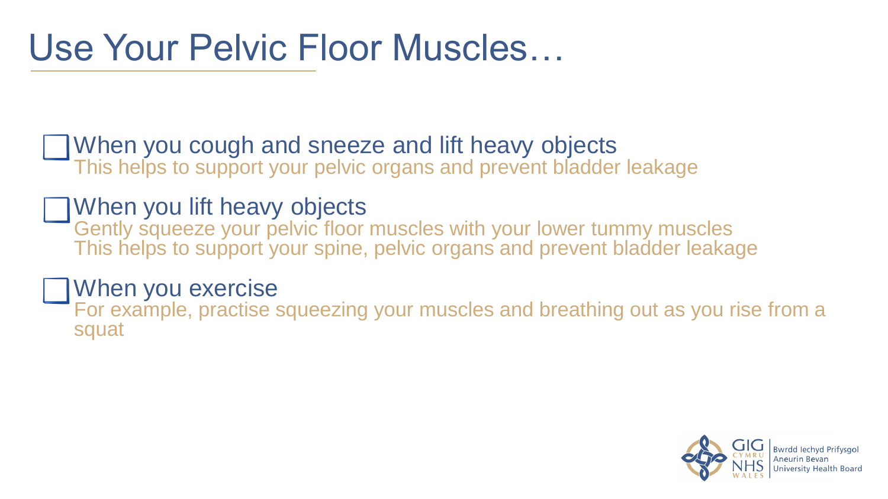# Use Your Pelvic Floor Muscles…

- [ ] When you cough and sneeze and lift heavy objects
  This helps to support your pelvic organs and prevent bladder leakage

- [ ] When you lift heavy objects
  Gently squeeze your pelvic floor muscles with your lower tummy muscles
  This helps to support your spine, pelvic organs and prevent bladder leakage

- [ ] When you exercise
  For example, practise squeezing your muscles and breathing out as you rise from a squat

GIG CYMRU NHS WALES | Bwrdd Iechyd Prifysgol Aneurin Bevan University Health Board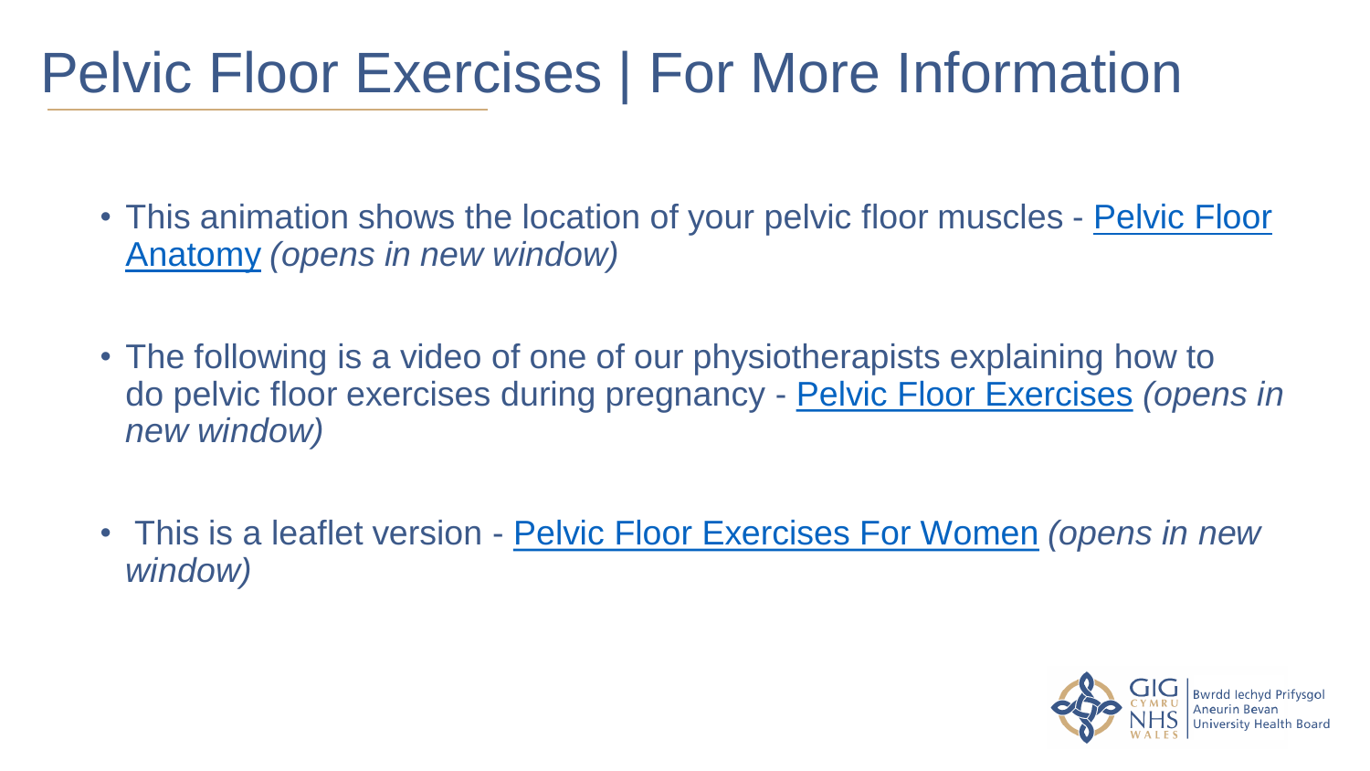# Pelvic Floor Exercises | For More Information

- This animation shows the location of your pelvic floor muscles - Pelvic Floor Anatomy *(opens in new window)*

- The following is a video of one of our physiotherapists explaining how to do pelvic floor exercises during pregnancy - Pelvic Floor Exercises *(opens in new window)*

- This is a leaflet version - Pelvic Floor Exercises For Women *(opens in new window)*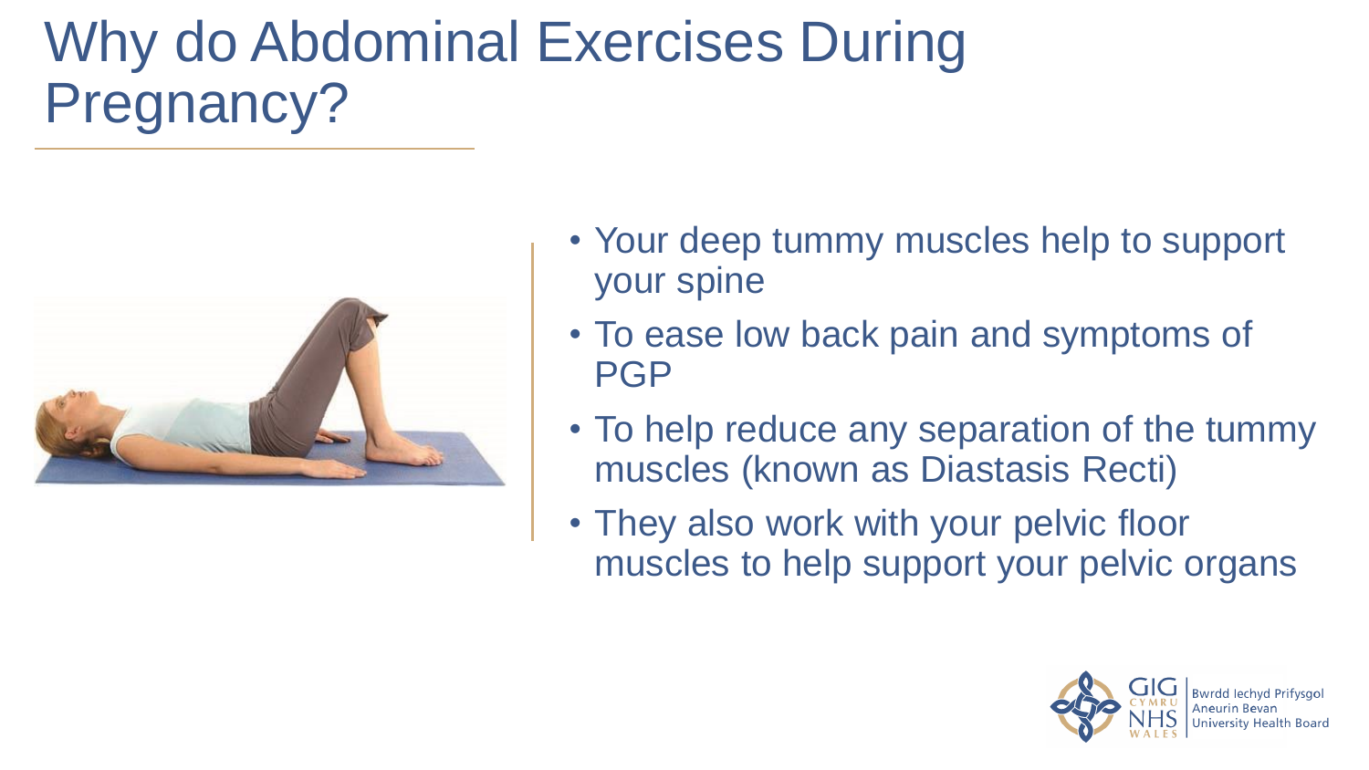# Why do Abdominal Exercises During Pregnancy?

- Your deep tummy muscles help to support your spine
- To ease low back pain and symptoms of PGP
- To help reduce any separation of the tummy muscles (known as Diastasis Recti)
- They also work with your pelvic floor muscles to help support your pelvic organs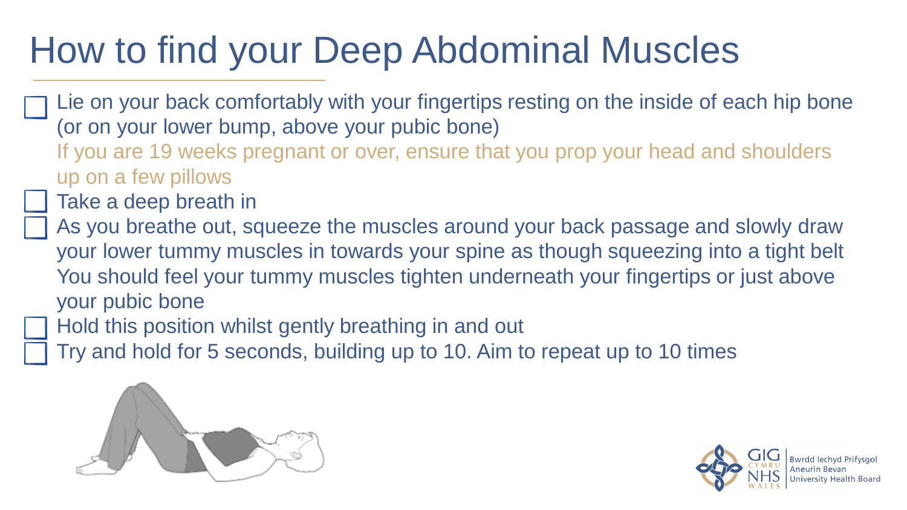# How to find your Deep Abdominal Muscles

- [ ] Lie on your back comfortably with your fingertips resting on the inside of each hip bone (or on your lower bump, above your pubic bone)
  If you are 19 weeks pregnant or over, ensure that you prop your head and shoulders up on a few pillows
- [ ] Take a deep breath in
- [ ] As you breathe out, squeeze the muscles around your back passage and slowly draw your lower tummy muscles in towards your spine as though squeezing into a tight belt
  You should feel your tummy muscles tighten underneath your fingertips or just above your pubic bone
- [ ] Hold this position whilst gently breathing in and out
- [ ] Try and hold for 5 seconds, building up to 10. Aim to repeat up to 10 times

GIG CYMRU NHS WALES | Bwrdd Iechyd Prifysgol Aneurin Bevan University Health Board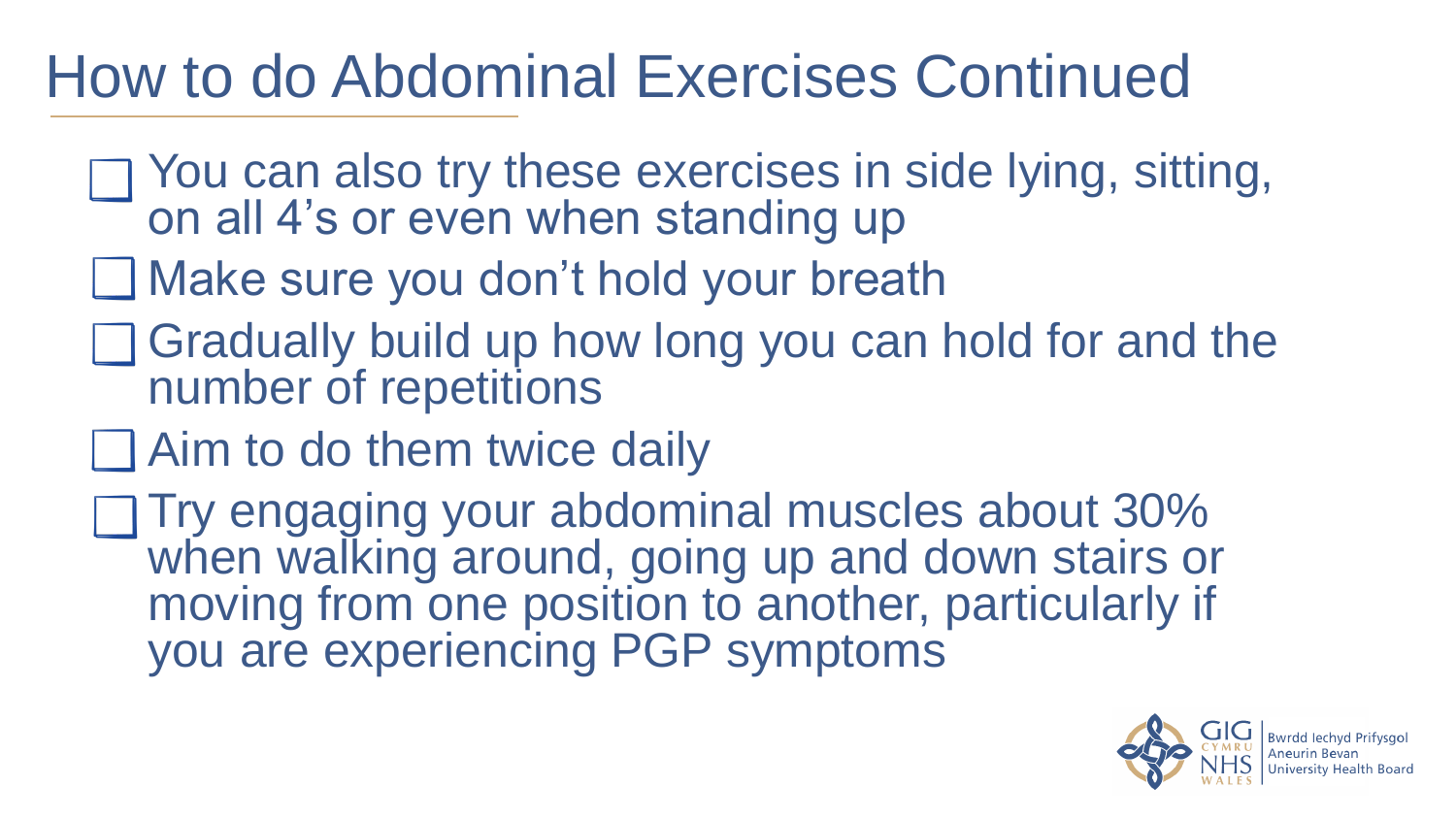# How to do Abdominal Exercises Continued

- You can also try these exercises in side lying, sitting, on all 4's or even when standing up
- Make sure you don't hold your breath
- Gradually build up how long you can hold for and the number of repetitions
- Aim to do them twice daily
- Try engaging your abdominal muscles about 30% when walking around, going up and down stairs or moving from one position to another, particularly if you are experiencing PGP symptoms

GIG CYMRU NHS WALES | Bwrdd Iechyd Prifysgol Aneurin Bevan University Health Board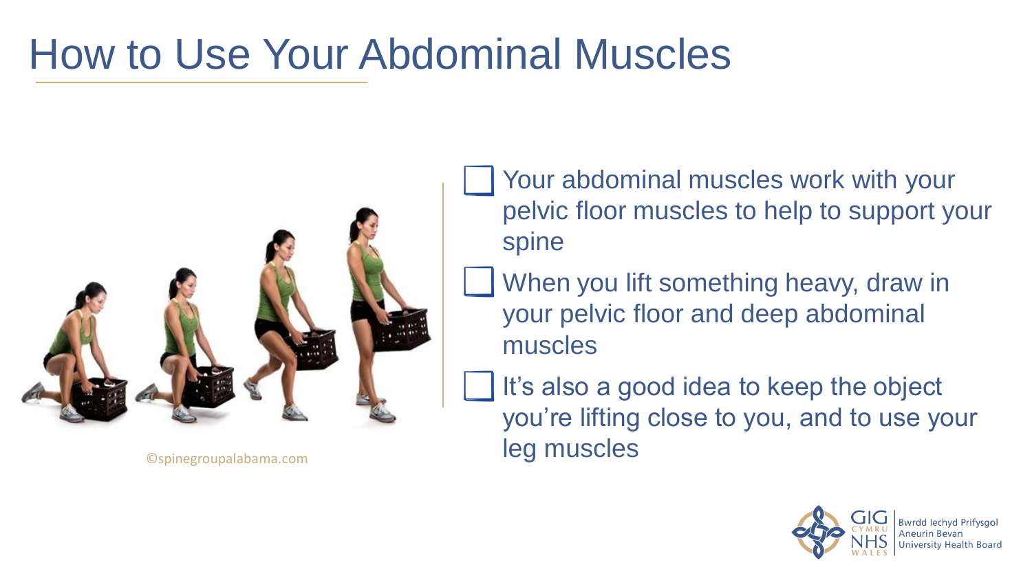# How to Use Your Abdominal Muscles

©spinegroupalabama.com

- [ ] Your abdominal muscles work with your pelvic floor muscles to help to support your spine
- [ ] When you lift something heavy, draw in your pelvic floor and deep abdominal muscles
- [ ] It's also a good idea to keep the object you're lifting close to you, and to use your leg muscles

GIG CYMRU NHS WALES | Bwrdd Iechyd Prifysgol Aneurin Bevan University Health Board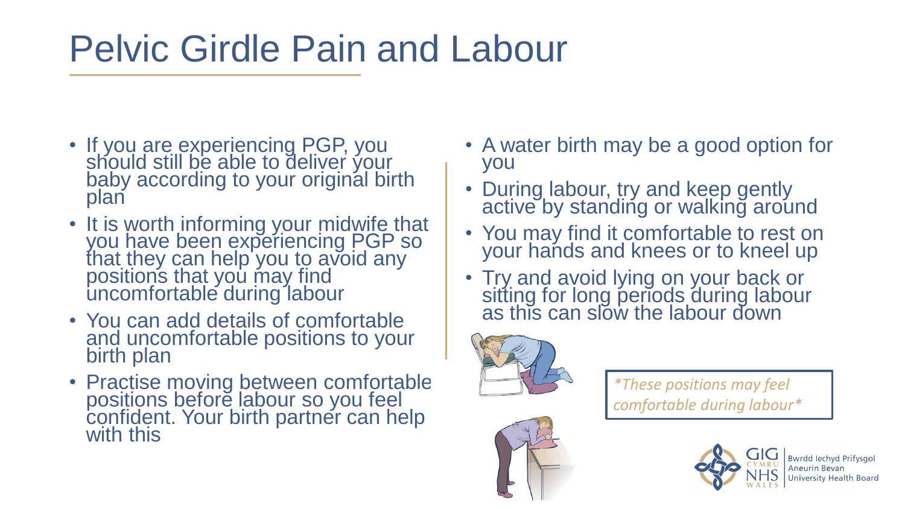# Pelvic Girdle Pain and Labour

- If you are experiencing PGP, you should still be able to deliver your baby according to your original birth plan
- It is worth informing your midwife that you have been experiencing PGP so that they can help you to avoid any positions that you may find uncomfortable during labour
- You can add details of comfortable and uncomfortable positions to your birth plan
- Practise moving between comfortable positions before labour so you feel confident. Your birth partner can help with this

- A water birth may be a good option for you
- During labour, try and keep gently active by standing or walking around
- You may find it comfortable to rest on your hands and knees or to kneel up
- Try and avoid lying on your back or sitting for long periods during labour as this can slow the labour down

*\*These positions may feel comfortable during labour\**

GIG CYMRU NHS WALES | Bwrdd Iechyd Prifysgol Aneurin Bevan University Health Board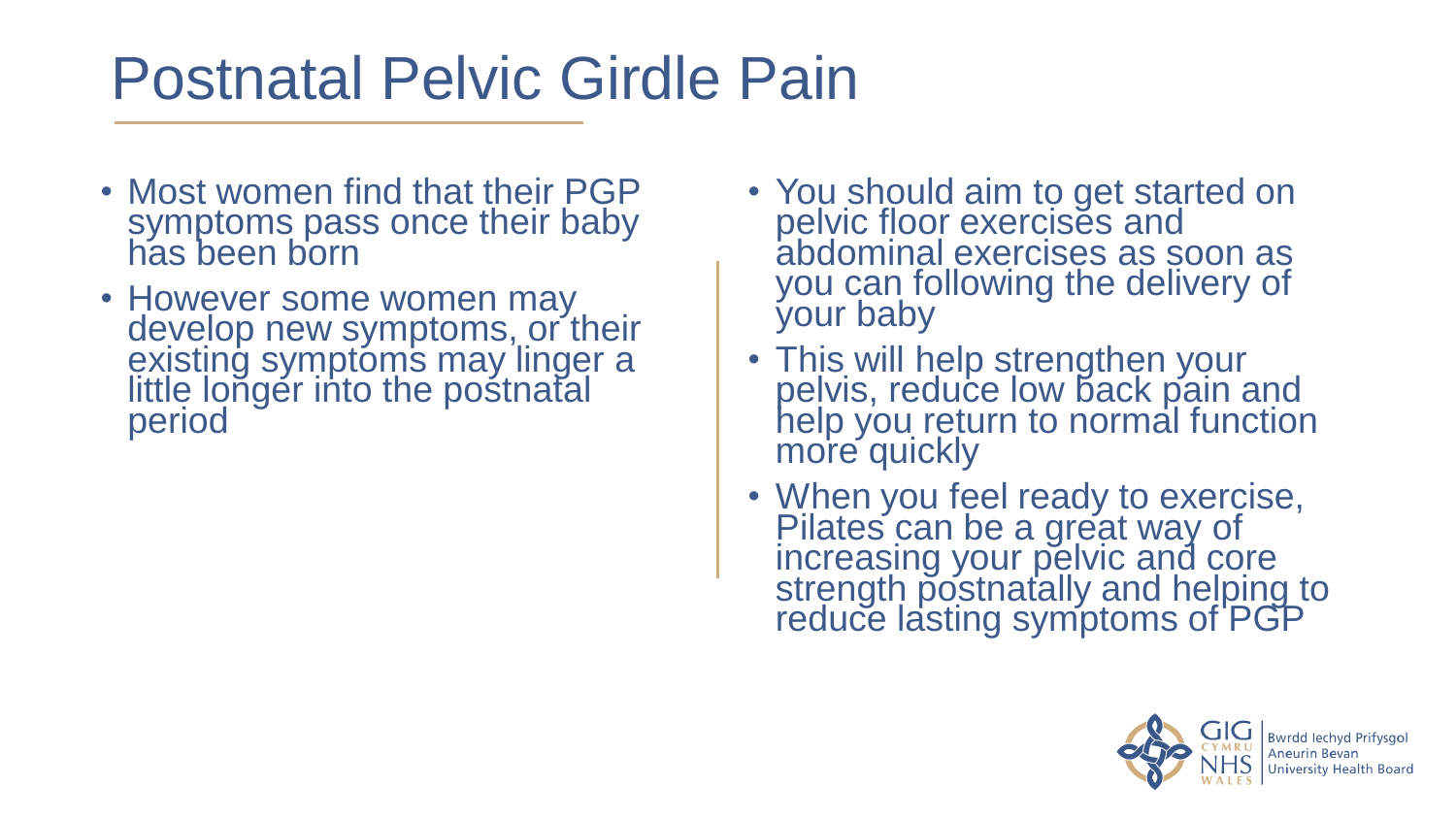# Postnatal Pelvic Girdle Pain

- Most women find that their PGP symptoms pass once their baby has been born
- However some women may develop new symptoms, or their existing symptoms may linger a little longer into the postnatal period

- You should aim to get started on pelvic floor exercises and abdominal exercises as soon as you can following the delivery of your baby
- This will help strengthen your pelvis, reduce low back pain and help you return to normal function more quickly
- When you feel ready to exercise, Pilates can be a great way of increasing your pelvic and core strength postnatally and helping to reduce lasting symptoms of PGP

GIG CYMRU NHS WALES | Bwrdd Iechyd Prifysgol Aneurin Bevan University Health Board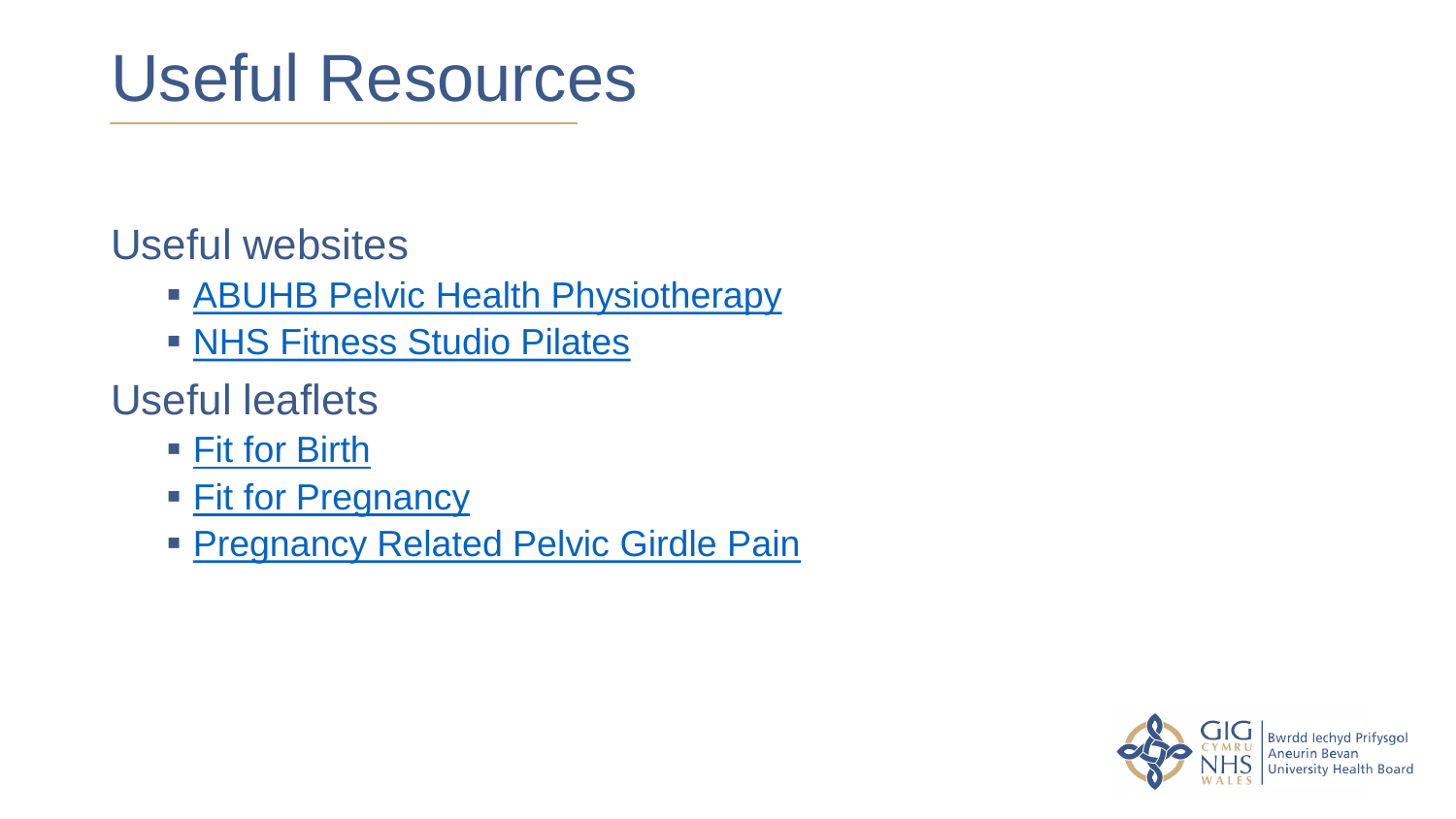# Useful Resources

Useful websites

- ABUHB Pelvic Health Physiotherapy
- NHS Fitness Studio Pilates

Useful leaflets

- Fit for Birth
- Fit for Pregnancy
- Pregnancy Related Pelvic Girdle Pain

GIG CYMRU NHS WALES | Bwrdd Iechyd Prifysgol Aneurin Bevan University Health Board